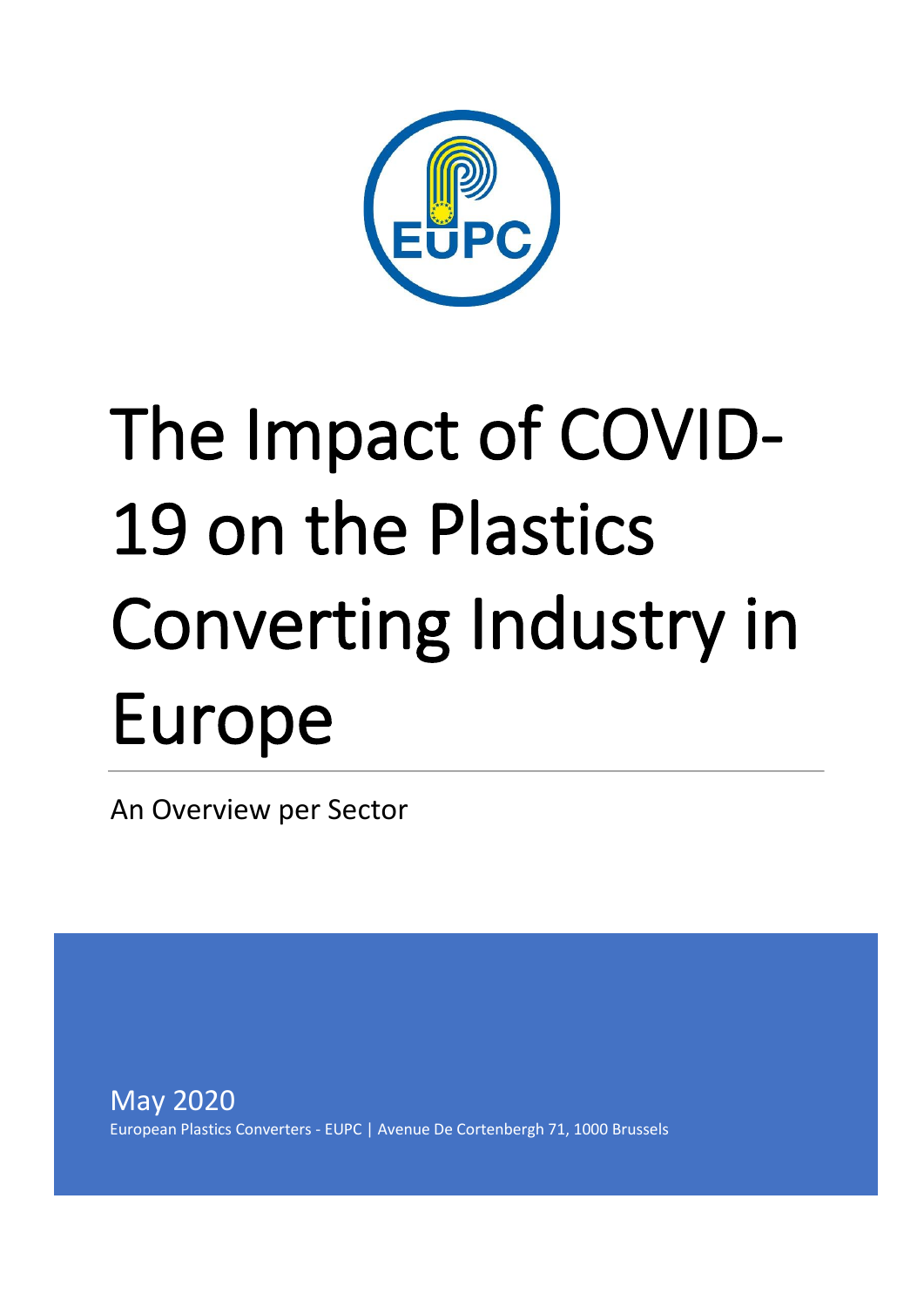# The Impact of COVID-19 on the Plastics Converting Industry in Europe

An Overview per Sector

May 2020

European Plastics Converters - EUPC | Avenue De Cortenbergh 71, 1000 Brussels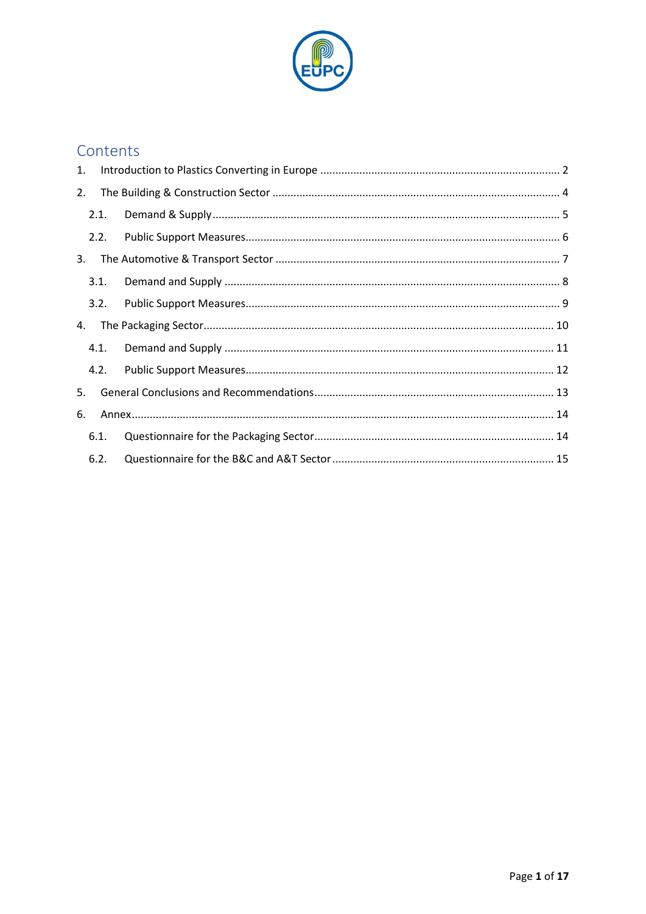# Contents

1. Introduction to Plastics Converting in Europe ..... 2
2. The Building & Construction Sector ..... 4
   - 2.1. Demand & Supply ..... 5
   - 2.2. Public Support Measures ..... 6
3. The Automotive & Transport Sector ..... 7
   - 3.1. Demand and Supply ..... 8
   - 3.2. Public Support Measures ..... 9
4. The Packaging Sector ..... 10
   - 4.1. Demand and Supply ..... 11
   - 4.2. Public Support Measures ..... 12
5. General Conclusions and Recommendations ..... 13
6. Annex ..... 14
   - 6.1. Questionnaire for the Packaging Sector ..... 14
   - 6.2. Questionnaire for the B&C and A&T Sector ..... 15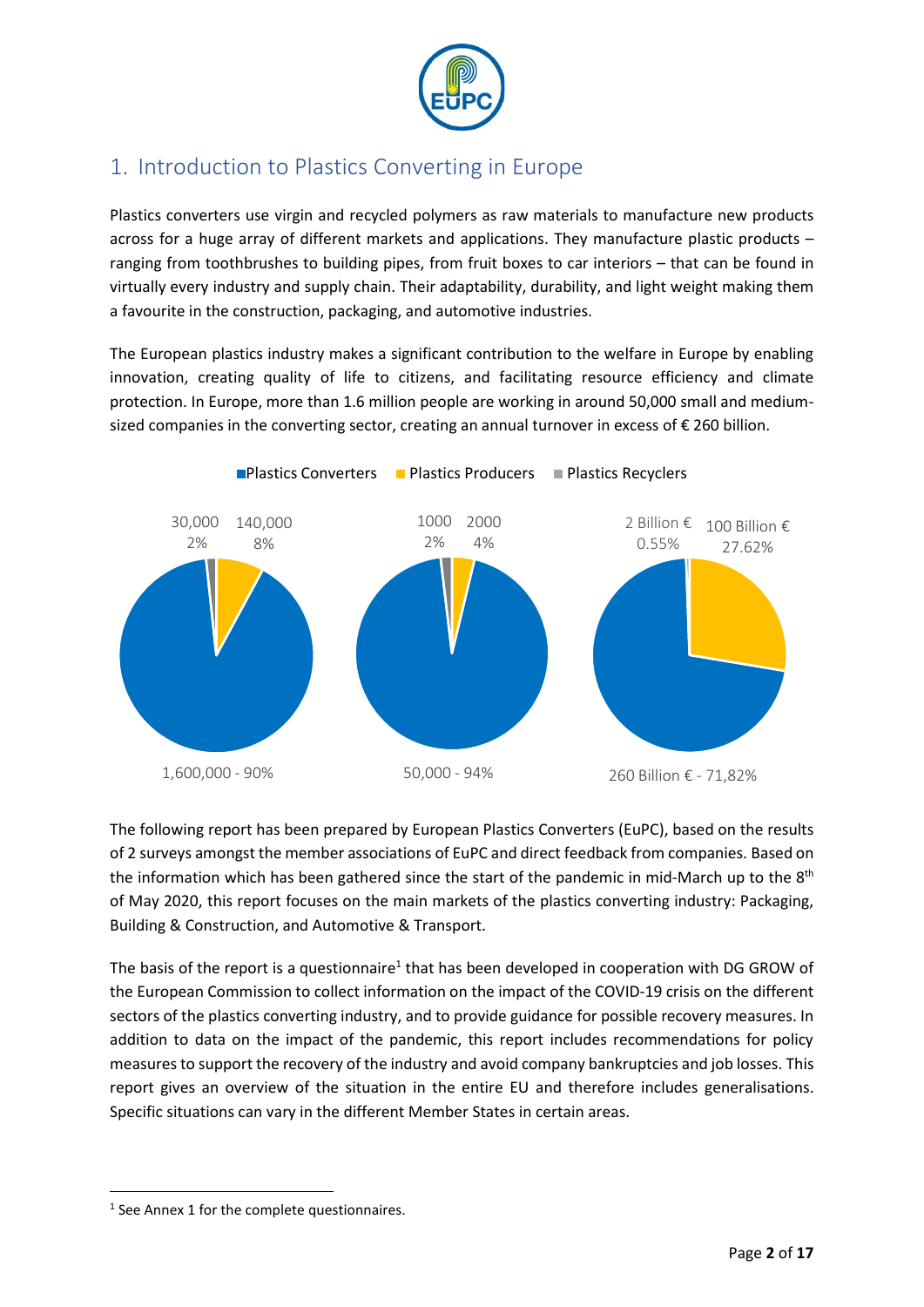# 1. Introduction to Plastics Converting in Europe

Plastics converters use virgin and recycled polymers as raw materials to manufacture new products across for a huge array of different markets and applications. They manufacture plastic products – ranging from toothbrushes to building pipes, from fruit boxes to car interiors – that can be found in virtually every industry and supply chain. Their adaptability, durability, and light weight making them a favourite in the construction, packaging, and automotive industries.

The European plastics industry makes a significant contribution to the welfare in Europe by enabling innovation, creating quality of life to citizens, and facilitating resource efficiency and climate protection. In Europe, more than 1.6 million people are working in around 50,000 small and medium-sized companies in the converting sector, creating an annual turnover in excess of € 260 billion.

■ Plastics Converters ■ Plastics Producers ■ Plastics Recyclers

| | Plastics Converters | Plastics Producers | Plastics Recyclers |
|---|---|---|---|
| Employees | 1,600,000 - 90% | 140,000 - 8% | 30,000 - 2% |
| Companies | 50,000 - 94% | 2000 - 4% | 1000 - 2% |
| Turnover | 260 Billion € - 71,82% | 100 Billion € - 27.62% | 2 Billion € - 0.55% |

The following report has been prepared by European Plastics Converters (EuPC), based on the results of 2 surveys amongst the member associations of EuPC and direct feedback from companies. Based on the information which has been gathered since the start of the pandemic in mid-March up to the 8th of May 2020, this report focuses on the main markets of the plastics converting industry: Packaging, Building & Construction, and Automotive & Transport.

The basis of the report is a questionnaire[1] that has been developed in cooperation with DG GROW of the European Commission to collect information on the impact of the COVID-19 crisis on the different sectors of the plastics converting industry, and to provide guidance for possible recovery measures. In addition to data on the impact of the pandemic, this report includes recommendations for policy measures to support the recovery of the industry and avoid company bankruptcies and job losses. This report gives an overview of the situation in the entire EU and therefore includes generalisations. Specific situations can vary in the different Member States in certain areas.

[1] See Annex 1 for the complete questionnaires.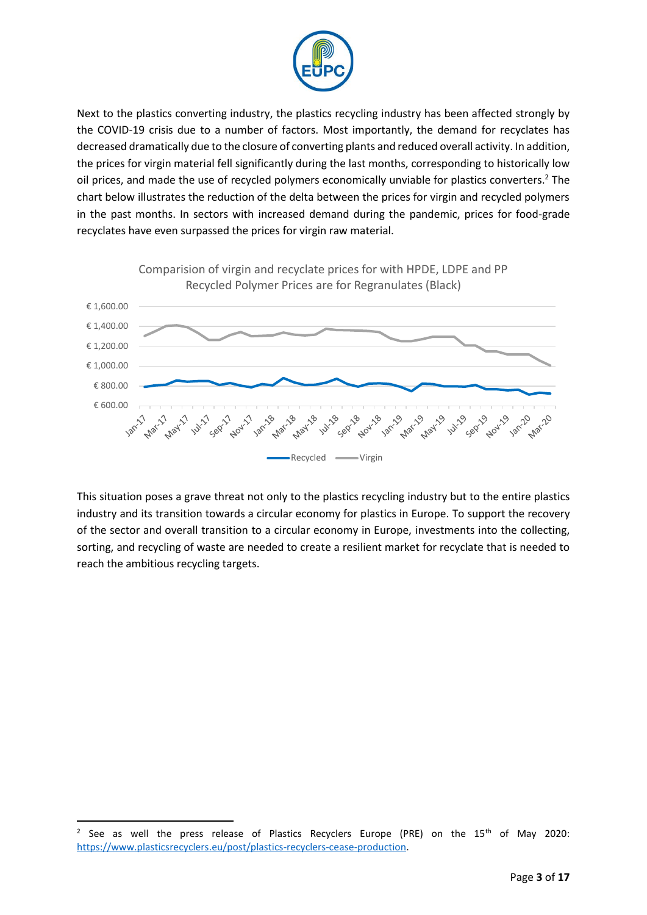Next to the plastics converting industry, the plastics recycling industry has been affected strongly by the COVID-19 crisis due to a number of factors. Most importantly, the demand for recyclates has decreased dramatically due to the closure of converting plants and reduced overall activity. In addition, the prices for virgin material fell significantly during the last months, corresponding to historically low oil prices, and made the use of recycled polymers economically unviable for plastics converters.[2] The chart below illustrates the reduction of the delta between the prices for virgin and recycled polymers in the past months. In sectors with increased demand during the pandemic, prices for food-grade recyclates have even surpassed the prices for virgin raw material.

This situation poses a grave threat not only to the plastics recycling industry but to the entire plastics industry and its transition towards a circular economy for plastics in Europe. To support the recovery of the sector and overall transition to a circular economy in Europe, investments into the collecting, sorting, and recycling of waste are needed to create a resilient market for recyclate that is needed to reach the ambitious recycling targets.

---

[2] See as well the press release of Plastics Recyclers Europe (PRE) on the 15th of May 2020: https://www.plasticsrecyclers.eu/post/plastics-recyclers-cease-production.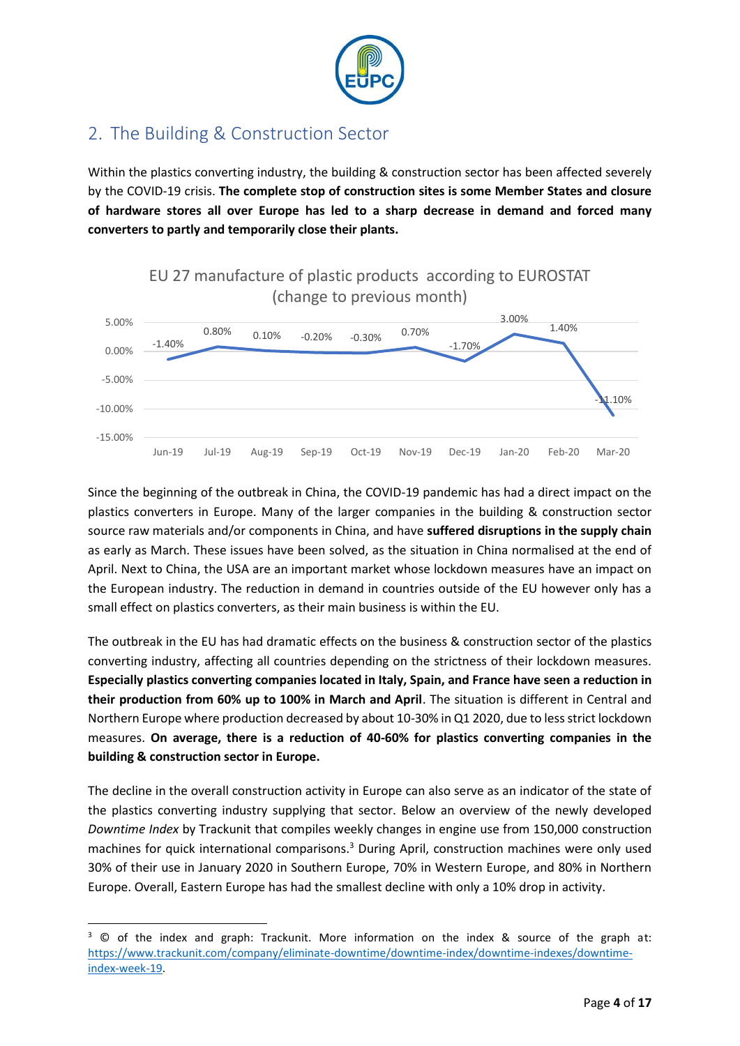## 2. The Building & Construction Sector

Within the plastics converting industry, the building & construction sector has been affected severely by the COVID-19 crisis. **The complete stop of construction sites is some Member States and closure of hardware stores all over Europe has led to a sharp decrease in demand and forced many converters to partly and temporarily close their plants.**

EU 27 manufacture of plastic products according to EUROSTAT (change to previous month)

| Jun-19 | Jul-19 | Aug-19 | Sep-19 | Oct-19 | Nov-19 | Dec-19 | Jan-20 | Feb-20 | Mar-20 |
|---|---|---|---|---|---|---|---|---|---|
| -1.40% | 0.80% | 0.10% | -0.20% | -0.30% | 0.70% | -1.70% | 3.00% | 1.40% | -11.10% |

Since the beginning of the outbreak in China, the COVID-19 pandemic has had a direct impact on the plastics converters in Europe. Many of the larger companies in the building & construction sector source raw materials and/or components in China, and have **suffered disruptions in the supply chain** as early as March. These issues have been solved, as the situation in China normalised at the end of April. Next to China, the USA are an important market whose lockdown measures have an impact on the European industry. The reduction in demand in countries outside of the EU however only has a small effect on plastics converters, as their main business is within the EU.

The outbreak in the EU has had dramatic effects on the business & construction sector of the plastics converting industry, affecting all countries depending on the strictness of their lockdown measures. **Especially plastics converting companies located in Italy, Spain, and France have seen a reduction in their production from 60% up to 100% in March and April**. The situation is different in Central and Northern Europe where production decreased by about 10-30% in Q1 2020, due to less strict lockdown measures. **On average, there is a reduction of 40-60% for plastics converting companies in the building & construction sector in Europe.**

The decline in the overall construction activity in Europe can also serve as an indicator of the state of the plastics converting industry supplying that sector. Below an overview of the newly developed *Downtime Index* by Trackunit that compiles weekly changes in engine use from 150,000 construction machines for quick international comparisons.[3] During April, construction machines were only used 30% of their use in January 2020 in Southern Europe, 70% in Western Europe, and 80% in Northern Europe. Overall, Eastern Europe has had the smallest decline with only a 10% drop in activity.

---

[3] © of the index and graph: Trackunit. More information on the index & source of the graph at: https://www.trackunit.com/company/eliminate-downtime/downtime-index/downtime-indexes/downtime-index-week-19.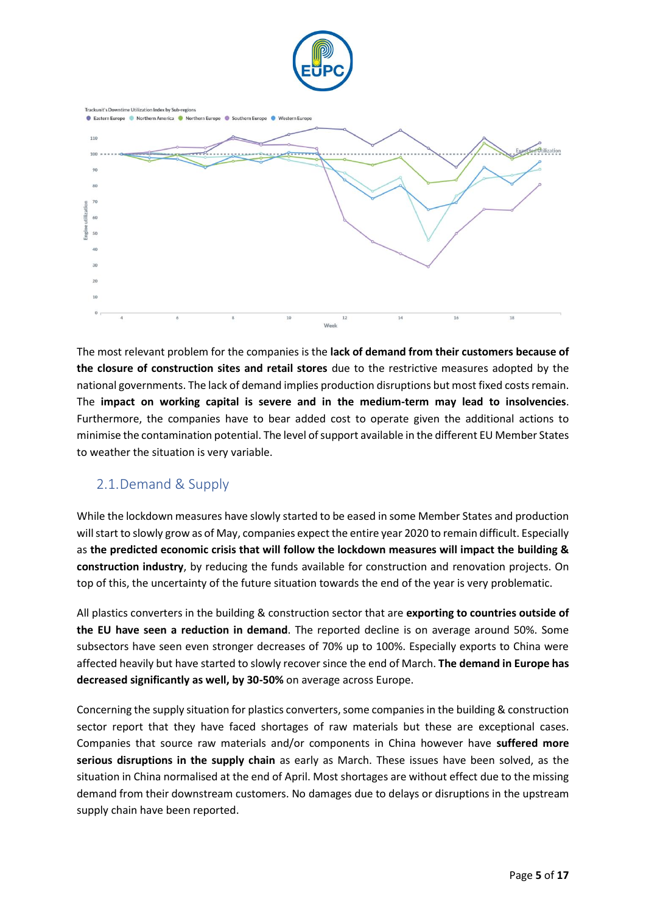The most relevant problem for the companies is the **lack of demand from their customers because of the closure of construction sites and retail stores** due to the restrictive measures adopted by the national governments. The lack of demand implies production disruptions but most fixed costs remain. The **impact on working capital is severe and in the medium-term may lead to insolvencies**. Furthermore, the companies have to bear added cost to operate given the additional actions to minimise the contamination potential. The level of support available in the different EU Member States to weather the situation is very variable.

## 2.1. Demand & Supply

While the lockdown measures have slowly started to be eased in some Member States and production will start to slowly grow as of May, companies expect the entire year 2020 to remain difficult. Especially as **the predicted economic crisis that will follow the lockdown measures will impact the building & construction industry**, by reducing the funds available for construction and renovation projects. On top of this, the uncertainty of the future situation towards the end of the year is very problematic.

All plastics converters in the building & construction sector that are **exporting to countries outside of the EU have seen a reduction in demand**. The reported decline is on average around 50%. Some subsectors have seen even stronger decreases of 70% up to 100%. Especially exports to China were affected heavily but have started to slowly recover since the end of March. **The demand in Europe has decreased significantly as well, by 30-50%** on average across Europe.

Concerning the supply situation for plastics converters, some companies in the building & construction sector report that they have faced shortages of raw materials but these are exceptional cases. Companies that source raw materials and/or components in China however have **suffered more serious disruptions in the supply chain** as early as March. These issues have been solved, as the situation in China normalised at the end of April. Most shortages are without effect due to the missing demand from their downstream customers. No damages due to delays or disruptions in the upstream supply chain have been reported.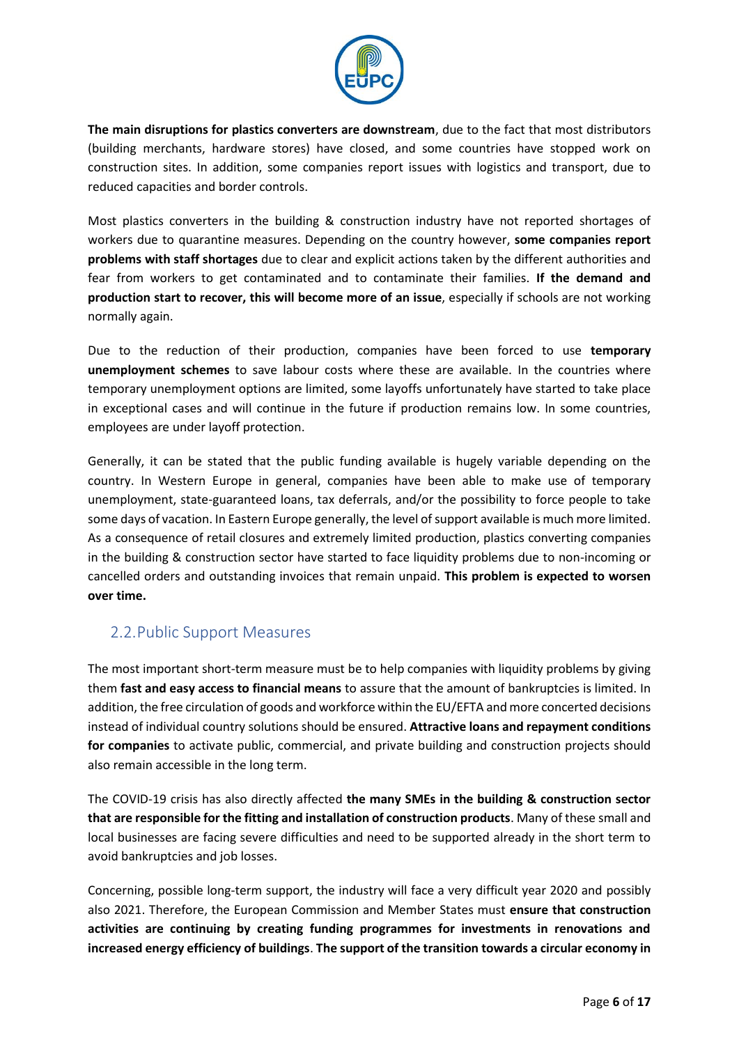**The main disruptions for plastics converters are downstream**, due to the fact that most distributors (building merchants, hardware stores) have closed, and some countries have stopped work on construction sites. In addition, some companies report issues with logistics and transport, due to reduced capacities and border controls.

Most plastics converters in the building & construction industry have not reported shortages of workers due to quarantine measures. Depending on the country however, **some companies report problems with staff shortages** due to clear and explicit actions taken by the different authorities and fear from workers to get contaminated and to contaminate their families. **If the demand and production start to recover, this will become more of an issue**, especially if schools are not working normally again.

Due to the reduction of their production, companies have been forced to use **temporary unemployment schemes** to save labour costs where these are available. In the countries where temporary unemployment options are limited, some layoffs unfortunately have started to take place in exceptional cases and will continue in the future if production remains low. In some countries, employees are under layoff protection.

Generally, it can be stated that the public funding available is hugely variable depending on the country. In Western Europe in general, companies have been able to make use of temporary unemployment, state-guaranteed loans, tax deferrals, and/or the possibility to force people to take some days of vacation. In Eastern Europe generally, the level of support available is much more limited. As a consequence of retail closures and extremely limited production, plastics converting companies in the building & construction sector have started to face liquidity problems due to non-incoming or cancelled orders and outstanding invoices that remain unpaid. **This problem is expected to worsen over time.**

## 2.2. Public Support Measures

The most important short-term measure must be to help companies with liquidity problems by giving them **fast and easy access to financial means** to assure that the amount of bankruptcies is limited. In addition, the free circulation of goods and workforce within the EU/EFTA and more concerted decisions instead of individual country solutions should be ensured. **Attractive loans and repayment conditions for companies** to activate public, commercial, and private building and construction projects should also remain accessible in the long term.

The COVID-19 crisis has also directly affected **the many SMEs in the building & construction sector that are responsible for the fitting and installation of construction products**. Many of these small and local businesses are facing severe difficulties and need to be supported already in the short term to avoid bankruptcies and job losses.

Concerning, possible long-term support, the industry will face a very difficult year 2020 and possibly also 2021. Therefore, the European Commission and Member States must **ensure that construction activities are continuing by creating funding programmes for investments in renovations and increased energy efficiency of buildings**. **The support of the transition towards a circular economy in**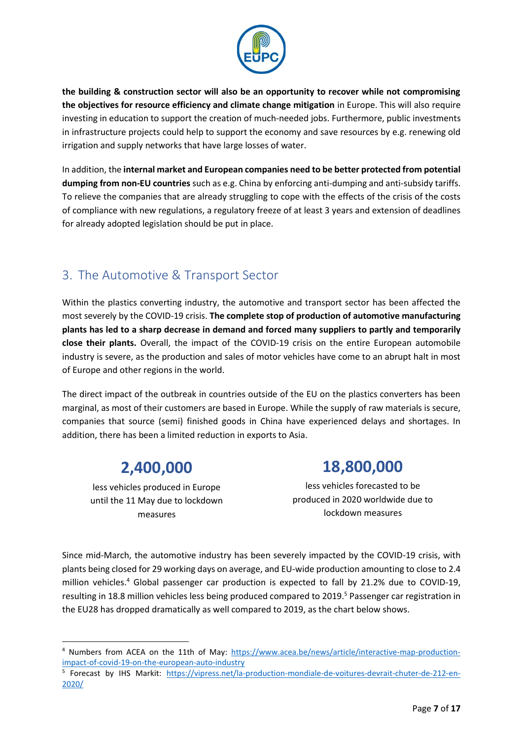**the building & construction sector will also be an opportunity to recover while not compromising the objectives for resource efficiency and climate change mitigation** in Europe. This will also require investing in education to support the creation of much-needed jobs. Furthermore, public investments in infrastructure projects could help to support the economy and save resources by e.g. renewing old irrigation and supply networks that have large losses of water.

In addition, the **internal market and European companies need to be better protected from potential dumping from non-EU countries** such as e.g. China by enforcing anti-dumping and anti-subsidy tariffs. To relieve the companies that are already struggling to cope with the effects of the crisis of the costs of compliance with new regulations, a regulatory freeze of at least 3 years and extension of deadlines for already adopted legislation should be put in place.

## 3. The Automotive & Transport Sector

Within the plastics converting industry, the automotive and transport sector has been affected the most severely by the COVID-19 crisis. **The complete stop of production of automotive manufacturing plants has led to a sharp decrease in demand and forced many suppliers to partly and temporarily close their plants.** Overall, the impact of the COVID-19 crisis on the entire European automobile industry is severe, as the production and sales of motor vehicles have come to an abrupt halt in most of Europe and other regions in the world.

The direct impact of the outbreak in countries outside of the EU on the plastics converters has been marginal, as most of their customers are based in Europe. While the supply of raw materials is secure, companies that source (semi) finished goods in China have experienced delays and shortages. In addition, there has been a limited reduction in exports to Asia.

**2,400,000**

less vehicles produced in Europe until the 11 May due to lockdown measures

**18,800,000**

less vehicles forecasted to be produced in 2020 worldwide due to lockdown measures

Since mid-March, the automotive industry has been severely impacted by the COVID-19 crisis, with plants being closed for 29 working days on average, and EU-wide production amounting to close to 2.4 million vehicles.[4] Global passenger car production is expected to fall by 21.2% due to COVID-19, resulting in 18.8 million vehicles less being produced compared to 2019.[5] Passenger car registration in the EU28 has dropped dramatically as well compared to 2019, as the chart below shows.

[4] Numbers from ACEA on the 11th of May: https://www.acea.be/news/article/interactive-map-production-impact-of-covid-19-on-the-european-auto-industry

[5] Forecast by IHS Markit: https://vipress.net/la-production-mondiale-de-voitures-devrait-chuter-de-212-en-2020/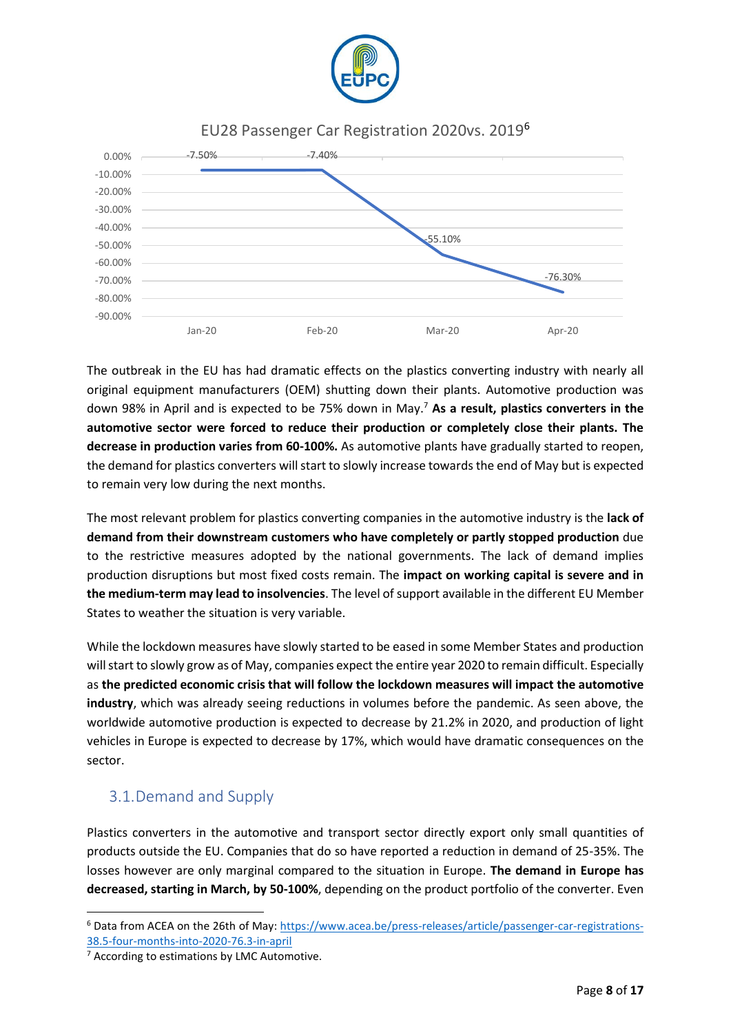EU28 Passenger Car Registration 2020vs. 2019[6]

| Month | Change |
| --- | --- |
| Jan-20 | -7.50% |
| Feb-20 | -7.40% |
| Mar-20 | -55.10% |
| Apr-20 | -76.30% |

The outbreak in the EU has had dramatic effects on the plastics converting industry with nearly all original equipment manufacturers (OEM) shutting down their plants. Automotive production was down 98% in April and is expected to be 75% down in May.[7] **As a result, plastics converters in the automotive sector were forced to reduce their production or completely close their plants. The decrease in production varies from 60-100%.** As automotive plants have gradually started to reopen, the demand for plastics converters will start to slowly increase towards the end of May but is expected to remain very low during the next months.

The most relevant problem for plastics converting companies in the automotive industry is the **lack of demand from their downstream customers who have completely or partly stopped production** due to the restrictive measures adopted by the national governments. The lack of demand implies production disruptions but most fixed costs remain. The **impact on working capital is severe and in the medium-term may lead to insolvencies**. The level of support available in the different EU Member States to weather the situation is very variable.

While the lockdown measures have slowly started to be eased in some Member States and production will start to slowly grow as of May, companies expect the entire year 2020 to remain difficult. Especially as **the predicted economic crisis that will follow the lockdown measures will impact the automotive industry**, which was already seeing reductions in volumes before the pandemic. As seen above, the worldwide automotive production is expected to decrease by 21.2% in 2020, and production of light vehicles in Europe is expected to decrease by 17%, which would have dramatic consequences on the sector.

## 3.1. Demand and Supply

Plastics converters in the automotive and transport sector directly export only small quantities of products outside the EU. Companies that do so have reported a reduction in demand of 25-35%. The losses however are only marginal compared to the situation in Europe. **The demand in Europe has decreased, starting in March, by 50-100%**, depending on the product portfolio of the converter. Even

[6] Data from ACEA on the 26th of May: https://www.acea.be/press-releases/article/passenger-car-registrations-38.5-four-months-into-2020-76.3-in-april

[7] According to estimations by LMC Automotive.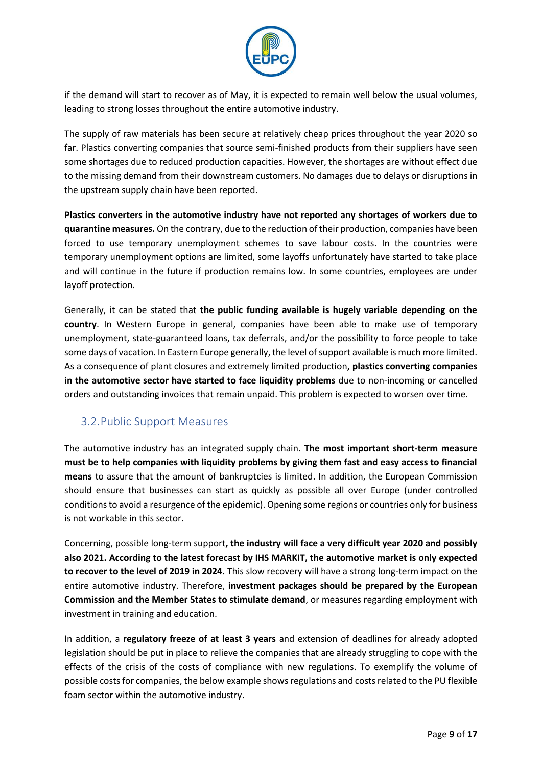if the demand will start to recover as of May, it is expected to remain well below the usual volumes, leading to strong losses throughout the entire automotive industry.

The supply of raw materials has been secure at relatively cheap prices throughout the year 2020 so far. Plastics converting companies that source semi-finished products from their suppliers have seen some shortages due to reduced production capacities. However, the shortages are without effect due to the missing demand from their downstream customers. No damages due to delays or disruptions in the upstream supply chain have been reported.

**Plastics converters in the automotive industry have not reported any shortages of workers due to quarantine measures.** On the contrary, due to the reduction of their production, companies have been forced to use temporary unemployment schemes to save labour costs. In the countries were temporary unemployment options are limited, some layoffs unfortunately have started to take place and will continue in the future if production remains low. In some countries, employees are under layoff protection.

Generally, it can be stated that **the public funding available is hugely variable depending on the country**. In Western Europe in general, companies have been able to make use of temporary unemployment, state-guaranteed loans, tax deferrals, and/or the possibility to force people to take some days of vacation. In Eastern Europe generally, the level of support available is much more limited. As a consequence of plant closures and extremely limited production**, plastics converting companies in the automotive sector have started to face liquidity problems** due to non-incoming or cancelled orders and outstanding invoices that remain unpaid. This problem is expected to worsen over time.

## 3.2. Public Support Measures

The automotive industry has an integrated supply chain. **The most important short-term measure must be to help companies with liquidity problems by giving them fast and easy access to financial means** to assure that the amount of bankruptcies is limited. In addition, the European Commission should ensure that businesses can start as quickly as possible all over Europe (under controlled conditions to avoid a resurgence of the epidemic). Opening some regions or countries only for business is not workable in this sector.

Concerning, possible long-term support**, the industry will face a very difficult year 2020 and possibly also 2021. According to the latest forecast by IHS MARKIT, the automotive market is only expected to recover to the level of 2019 in 2024.** This slow recovery will have a strong long-term impact on the entire automotive industry. Therefore, **investment packages should be prepared by the European Commission and the Member States to stimulate demand**, or measures regarding employment with investment in training and education.

In addition, a **regulatory freeze of at least 3 years** and extension of deadlines for already adopted legislation should be put in place to relieve the companies that are already struggling to cope with the effects of the crisis of the costs of compliance with new regulations. To exemplify the volume of possible costs for companies, the below example shows regulations and costs related to the PU flexible foam sector within the automotive industry.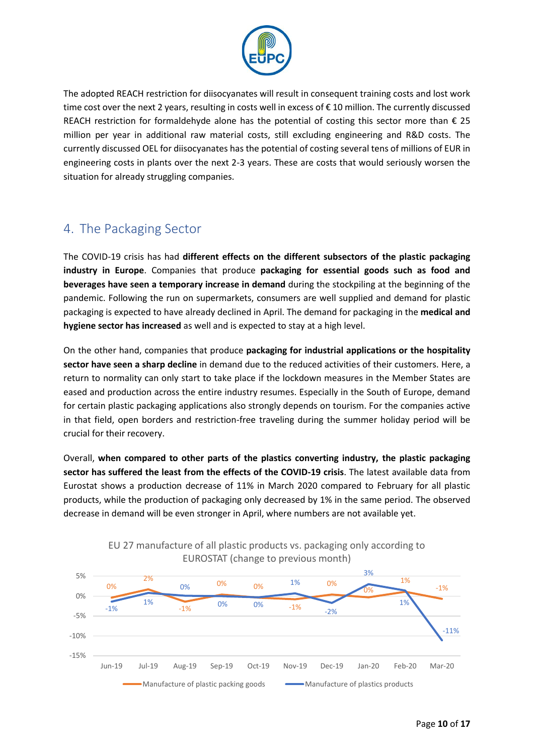The adopted REACH restriction for diisocyanates will result in consequent training costs and lost work time cost over the next 2 years, resulting in costs well in excess of € 10 million. The currently discussed REACH restriction for formaldehyde alone has the potential of costing this sector more than € 25 million per year in additional raw material costs, still excluding engineering and R&D costs. The currently discussed OEL for diisocyanates has the potential of costing several tens of millions of EUR in engineering costs in plants over the next 2-3 years. These are costs that would seriously worsen the situation for already struggling companies.

## 4. The Packaging Sector

The COVID-19 crisis has had **different effects on the different subsectors of the plastic packaging industry in Europe**. Companies that produce **packaging for essential goods such as food and beverages have seen a temporary increase in demand** during the stockpiling at the beginning of the pandemic. Following the run on supermarkets, consumers are well supplied and demand for plastic packaging is expected to have already declined in April. The demand for packaging in the **medical and hygiene sector has increased** as well and is expected to stay at a high level.

On the other hand, companies that produce **packaging for industrial applications or the hospitality sector have seen a sharp decline** in demand due to the reduced activities of their customers. Here, a return to normality can only start to take place if the lockdown measures in the Member States are eased and production across the entire industry resumes. Especially in the South of Europe, demand for certain plastic packaging applications also strongly depends on tourism. For the companies active in that field, open borders and restriction-free traveling during the summer holiday period will be crucial for their recovery.

Overall, **when compared to other parts of the plastics converting industry, the plastic packaging sector has suffered the least from the effects of the COVID-19 crisis**. The latest available data from Eurostat shows a production decrease of 11% in March 2020 compared to February for all plastic products, while the production of packaging only decreased by 1% in the same period. The observed decrease in demand will be even stronger in April, where numbers are not available yet.

EU 27 manufacture of all plastic products vs. packaging only according to EUROSTAT (change to previous month)

| | Jun-19 | Jul-19 | Aug-19 | Sep-19 | Oct-19 | Nov-19 | Dec-19 | Jan-20 | Feb-20 | Mar-20 |
|---|---|---|---|---|---|---|---|---|---|---|
| Manufacture of plastic packing goods | 0% | 2% | -1% | 0% | 0% | -1% | 0% | 0% | 1% | -1% |
| Manufacture of plastics products | -1% | 1% | 0% | 0% | 0% | 1% | -2% | 3% | 1% | -11% |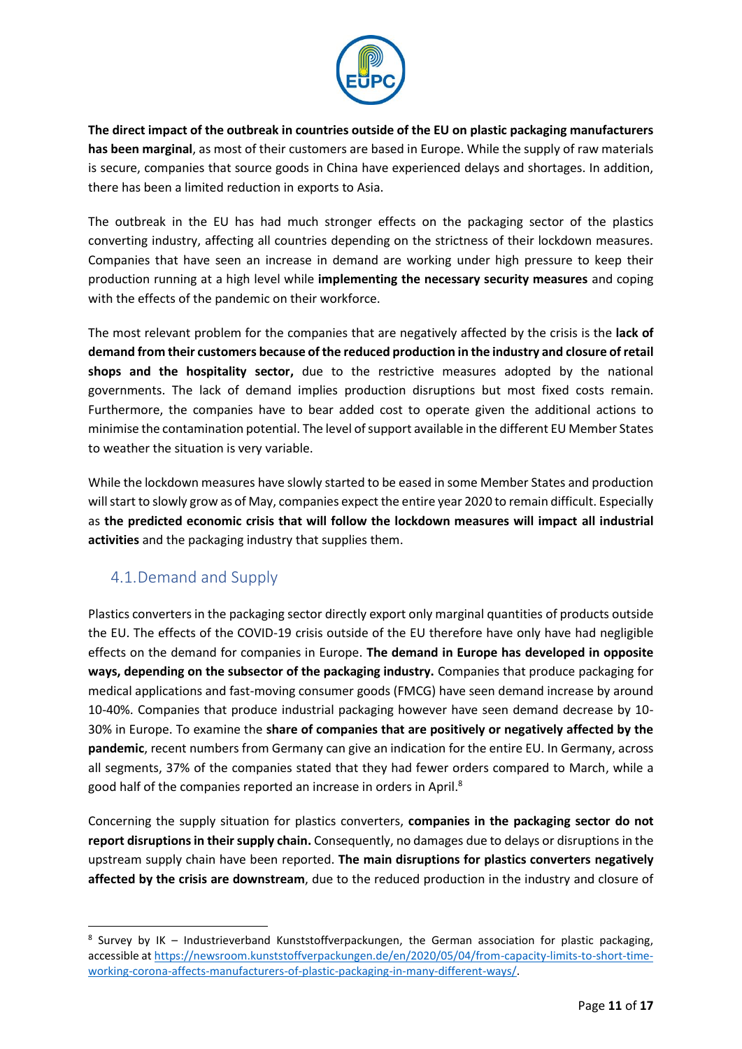**The direct impact of the outbreak in countries outside of the EU on plastic packaging manufacturers has been marginal**, as most of their customers are based in Europe. While the supply of raw materials is secure, companies that source goods in China have experienced delays and shortages. In addition, there has been a limited reduction in exports to Asia.

The outbreak in the EU has had much stronger effects on the packaging sector of the plastics converting industry, affecting all countries depending on the strictness of their lockdown measures. Companies that have seen an increase in demand are working under high pressure to keep their production running at a high level while **implementing the necessary security measures** and coping with the effects of the pandemic on their workforce.

The most relevant problem for the companies that are negatively affected by the crisis is the **lack of demand from their customers because of the reduced production in the industry and closure of retail shops and the hospitality sector,** due to the restrictive measures adopted by the national governments. The lack of demand implies production disruptions but most fixed costs remain. Furthermore, the companies have to bear added cost to operate given the additional actions to minimise the contamination potential. The level of support available in the different EU Member States to weather the situation is very variable.

While the lockdown measures have slowly started to be eased in some Member States and production will start to slowly grow as of May, companies expect the entire year 2020 to remain difficult. Especially as **the predicted economic crisis that will follow the lockdown measures will impact all industrial activities** and the packaging industry that supplies them.

## 4.1. Demand and Supply

Plastics converters in the packaging sector directly export only marginal quantities of products outside the EU. The effects of the COVID-19 crisis outside of the EU therefore have only have had negligible effects on the demand for companies in Europe. **The demand in Europe has developed in opposite ways, depending on the subsector of the packaging industry.** Companies that produce packaging for medical applications and fast-moving consumer goods (FMCG) have seen demand increase by around 10-40%. Companies that produce industrial packaging however have seen demand decrease by 10-30% in Europe. To examine the **share of companies that are positively or negatively affected by the pandemic**, recent numbers from Germany can give an indication for the entire EU. In Germany, across all segments, 37% of the companies stated that they had fewer orders compared to March, while a good half of the companies reported an increase in orders in April.[8]

Concerning the supply situation for plastics converters, **companies in the packaging sector do not report disruptions in their supply chain.** Consequently, no damages due to delays or disruptions in the upstream supply chain have been reported. **The main disruptions for plastics converters negatively affected by the crisis are downstream**, due to the reduced production in the industry and closure of

[8] Survey by IK – Industrieverband Kunststoffverpackungen, the German association for plastic packaging, accessible at https://newsroom.kunststoffverpackungen.de/en/2020/05/04/from-capacity-limits-to-short-time-working-corona-affects-manufacturers-of-plastic-packaging-in-many-different-ways/.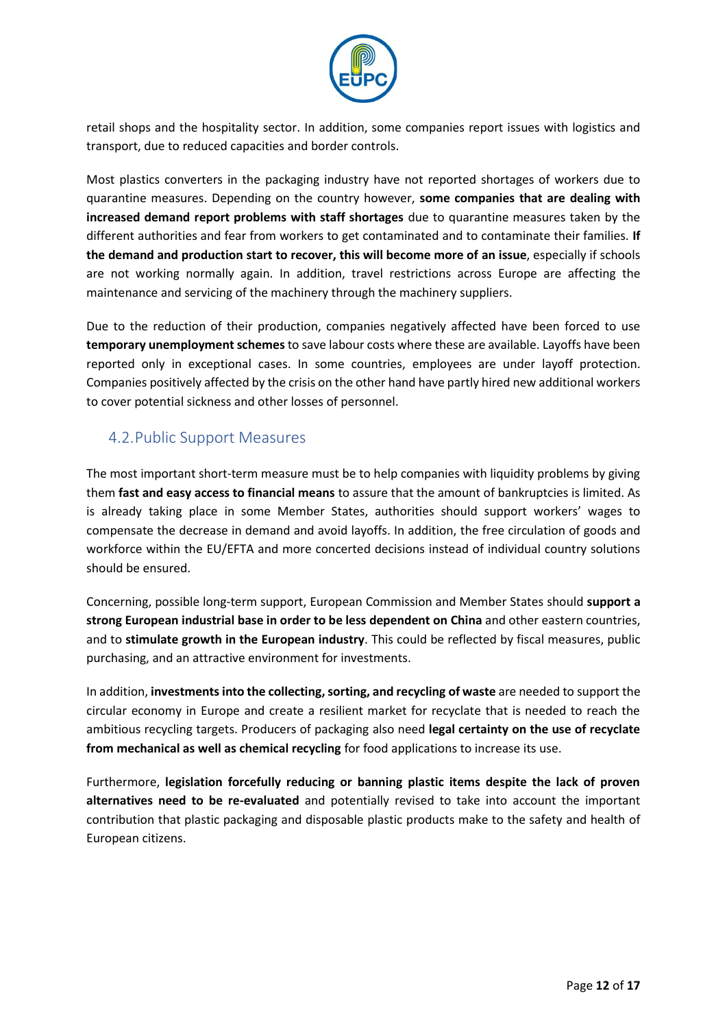retail shops and the hospitality sector. In addition, some companies report issues with logistics and transport, due to reduced capacities and border controls.

Most plastics converters in the packaging industry have not reported shortages of workers due to quarantine measures. Depending on the country however, **some companies that are dealing with increased demand report problems with staff shortages** due to quarantine measures taken by the different authorities and fear from workers to get contaminated and to contaminate their families. **If the demand and production start to recover, this will become more of an issue**, especially if schools are not working normally again. In addition, travel restrictions across Europe are affecting the maintenance and servicing of the machinery through the machinery suppliers.

Due to the reduction of their production, companies negatively affected have been forced to use **temporary unemployment schemes** to save labour costs where these are available. Layoffs have been reported only in exceptional cases. In some countries, employees are under layoff protection. Companies positively affected by the crisis on the other hand have partly hired new additional workers to cover potential sickness and other losses of personnel.

## 4.2. Public Support Measures

The most important short-term measure must be to help companies with liquidity problems by giving them **fast and easy access to financial means** to assure that the amount of bankruptcies is limited. As is already taking place in some Member States, authorities should support workers' wages to compensate the decrease in demand and avoid layoffs. In addition, the free circulation of goods and workforce within the EU/EFTA and more concerted decisions instead of individual country solutions should be ensured.

Concerning, possible long-term support, European Commission and Member States should **support a strong European industrial base in order to be less dependent on China** and other eastern countries, and to **stimulate growth in the European industry**. This could be reflected by fiscal measures, public purchasing, and an attractive environment for investments.

In addition, **investments into the collecting, sorting, and recycling of waste** are needed to support the circular economy in Europe and create a resilient market for recyclate that is needed to reach the ambitious recycling targets. Producers of packaging also need **legal certainty on the use of recyclate from mechanical as well as chemical recycling** for food applications to increase its use.

Furthermore, **legislation forcefully reducing or banning plastic items despite the lack of proven alternatives need to be re-evaluated** and potentially revised to take into account the important contribution that plastic packaging and disposable plastic products make to the safety and health of European citizens.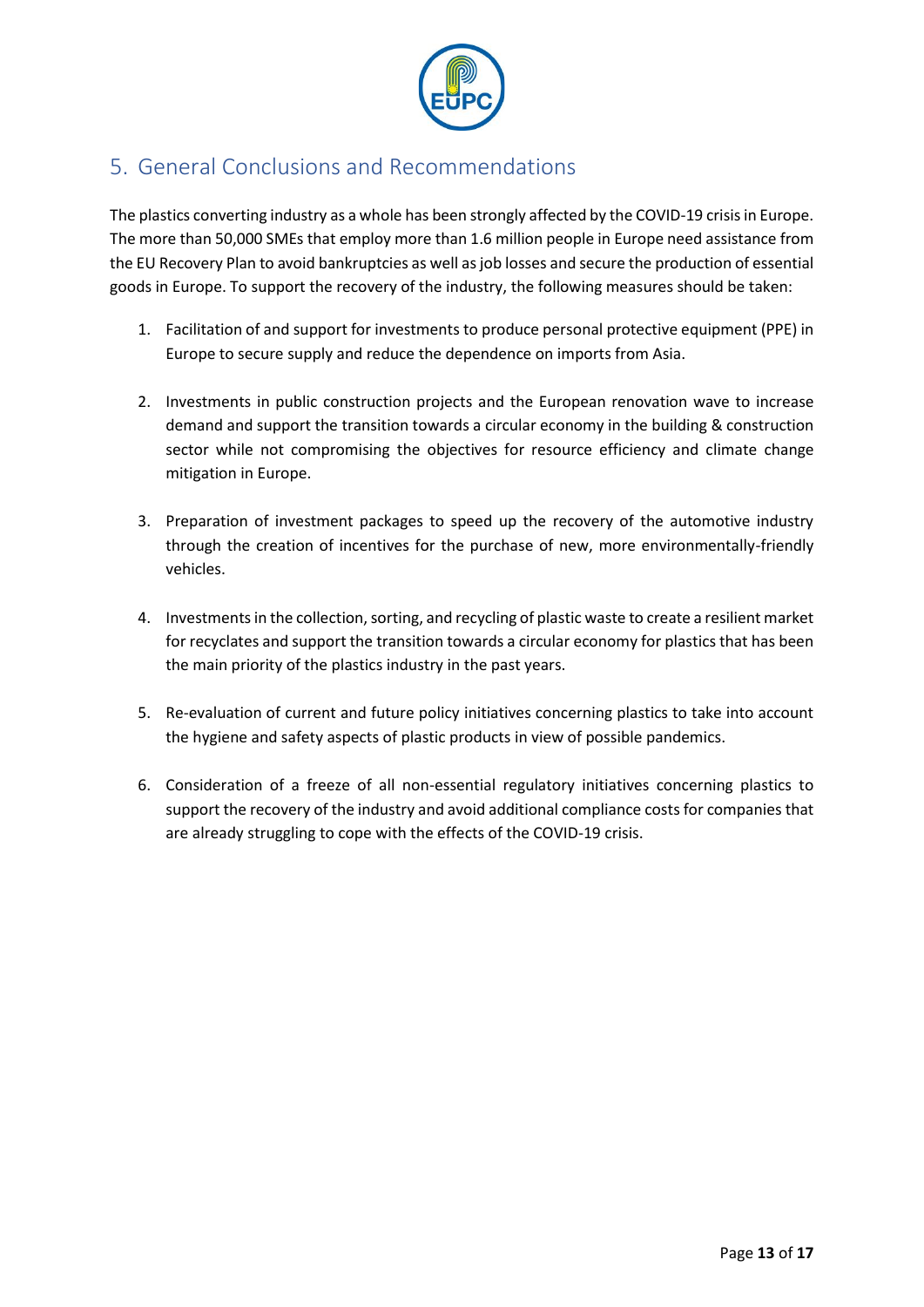## 5. General Conclusions and Recommendations

The plastics converting industry as a whole has been strongly affected by the COVID-19 crisis in Europe. The more than 50,000 SMEs that employ more than 1.6 million people in Europe need assistance from the EU Recovery Plan to avoid bankruptcies as well as job losses and secure the production of essential goods in Europe. To support the recovery of the industry, the following measures should be taken:

1. Facilitation of and support for investments to produce personal protective equipment (PPE) in Europe to secure supply and reduce the dependence on imports from Asia.

2. Investments in public construction projects and the European renovation wave to increase demand and support the transition towards a circular economy in the building & construction sector while not compromising the objectives for resource efficiency and climate change mitigation in Europe.

3. Preparation of investment packages to speed up the recovery of the automotive industry through the creation of incentives for the purchase of new, more environmentally-friendly vehicles.

4. Investments in the collection, sorting, and recycling of plastic waste to create a resilient market for recyclates and support the transition towards a circular economy for plastics that has been the main priority of the plastics industry in the past years.

5. Re-evaluation of current and future policy initiatives concerning plastics to take into account the hygiene and safety aspects of plastic products in view of possible pandemics.

6. Consideration of a freeze of all non-essential regulatory initiatives concerning plastics to support the recovery of the industry and avoid additional compliance costs for companies that are already struggling to cope with the effects of the COVID-19 crisis.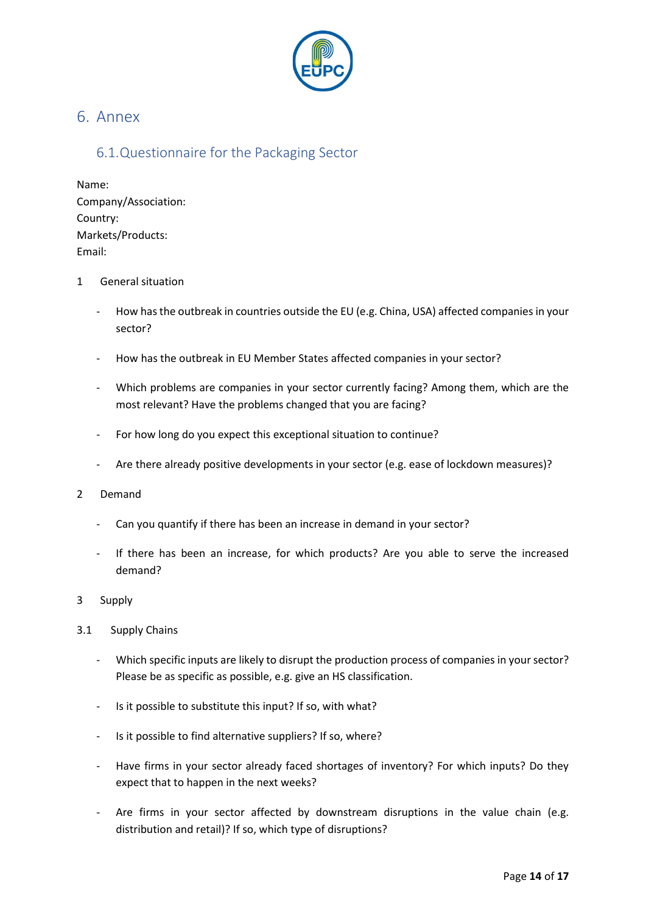# 6. Annex

## 6.1. Questionnaire for the Packaging Sector

Name:
Company/Association:
Country:
Markets/Products:
Email:

1 General situation

- How has the outbreak in countries outside the EU (e.g. China, USA) affected companies in your sector?
- How has the outbreak in EU Member States affected companies in your sector?
- Which problems are companies in your sector currently facing? Among them, which are the most relevant? Have the problems changed that you are facing?
- For how long do you expect this exceptional situation to continue?
- Are there already positive developments in your sector (e.g. ease of lockdown measures)?

2 Demand

- Can you quantify if there has been an increase in demand in your sector?
- If there has been an increase, for which products? Are you able to serve the increased demand?

3 Supply

3.1 Supply Chains

- Which specific inputs are likely to disrupt the production process of companies in your sector? Please be as specific as possible, e.g. give an HS classification.
- Is it possible to substitute this input? If so, with what?
- Is it possible to find alternative suppliers? If so, where?
- Have firms in your sector already faced shortages of inventory? For which inputs? Do they expect that to happen in the next weeks?
- Are firms in your sector affected by downstream disruptions in the value chain (e.g. distribution and retail)? If so, which type of disruptions?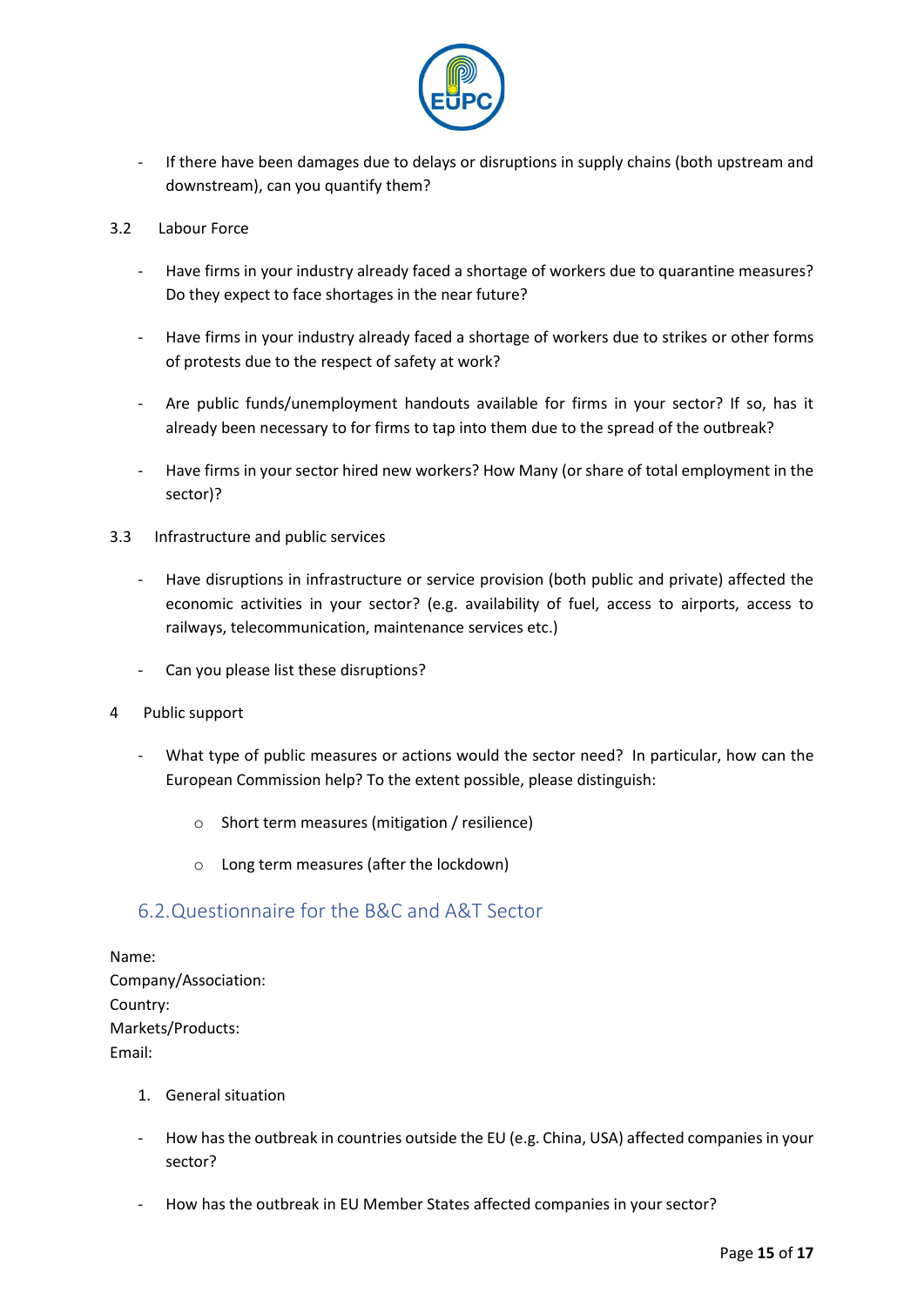- If there have been damages due to delays or disruptions in supply chains (both upstream and downstream), can you quantify them?

3.2 Labour Force

- Have firms in your industry already faced a shortage of workers due to quarantine measures? Do they expect to face shortages in the near future?

- Have firms in your industry already faced a shortage of workers due to strikes or other forms of protests due to the respect of safety at work?

- Are public funds/unemployment handouts available for firms in your sector? If so, has it already been necessary to for firms to tap into them due to the spread of the outbreak?

- Have firms in your sector hired new workers? How Many (or share of total employment in the sector)?

3.3 Infrastructure and public services

- Have disruptions in infrastructure or service provision (both public and private) affected the economic activities in your sector? (e.g. availability of fuel, access to airports, access to railways, telecommunication, maintenance services etc.)

- Can you please list these disruptions?

4 Public support

- What type of public measures or actions would the sector need? In particular, how can the European Commission help? To the extent possible, please distinguish:

    - Short term measures (mitigation / resilience)

    - Long term measures (after the lockdown)

## 6.2. Questionnaire for the B&C and A&T Sector

Name:
Company/Association:
Country:
Markets/Products:
Email:

1. General situation

- How has the outbreak in countries outside the EU (e.g. China, USA) affected companies in your sector?

- How has the outbreak in EU Member States affected companies in your sector?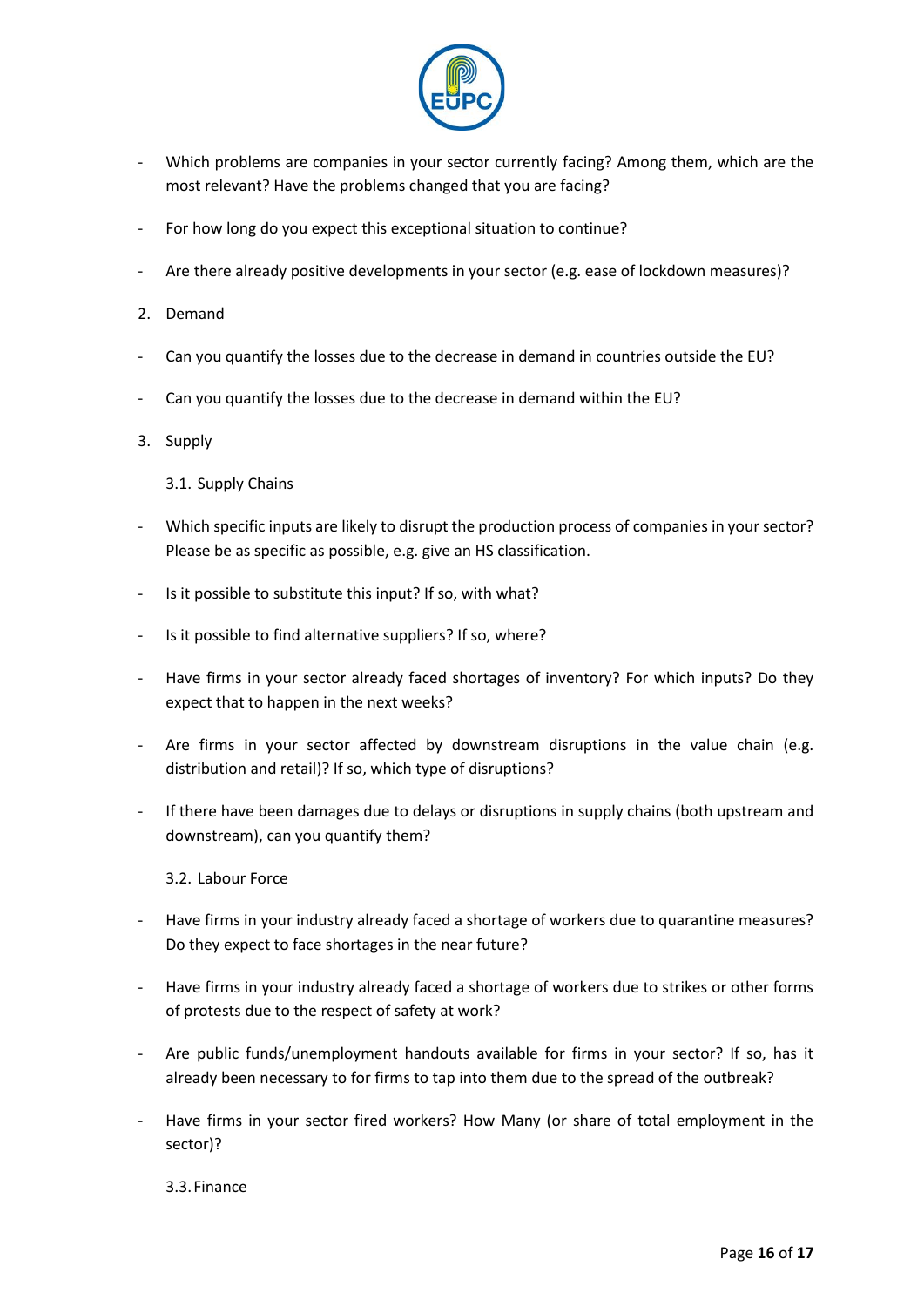- Which problems are companies in your sector currently facing? Among them, which are the most relevant? Have the problems changed that you are facing?
- For how long do you expect this exceptional situation to continue?
- Are there already positive developments in your sector (e.g. ease of lockdown measures)?

2. Demand

- Can you quantify the losses due to the decrease in demand in countries outside the EU?
- Can you quantify the losses due to the decrease in demand within the EU?

3. Supply

3.1. Supply Chains

- Which specific inputs are likely to disrupt the production process of companies in your sector? Please be as specific as possible, e.g. give an HS classification.
- Is it possible to substitute this input? If so, with what?
- Is it possible to find alternative suppliers? If so, where?
- Have firms in your sector already faced shortages of inventory? For which inputs? Do they expect that to happen in the next weeks?
- Are firms in your sector affected by downstream disruptions in the value chain (e.g. distribution and retail)? If so, which type of disruptions?
- If there have been damages due to delays or disruptions in supply chains (both upstream and downstream), can you quantify them?

3.2. Labour Force

- Have firms in your industry already faced a shortage of workers due to quarantine measures? Do they expect to face shortages in the near future?
- Have firms in your industry already faced a shortage of workers due to strikes or other forms of protests due to the respect of safety at work?
- Are public funds/unemployment handouts available for firms in your sector? If so, has it already been necessary to for firms to tap into them due to the spread of the outbreak?
- Have firms in your sector fired workers? How Many (or share of total employment in the sector)?

3.3. Finance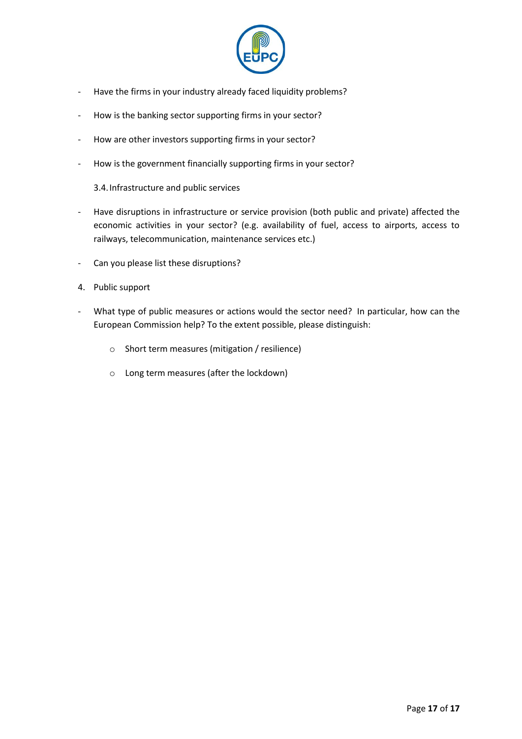- Have the firms in your industry already faced liquidity problems?
- How is the banking sector supporting firms in your sector?
- How are other investors supporting firms in your sector?
- How is the government financially supporting firms in your sector?

### 3.4. Infrastructure and public services

- Have disruptions in infrastructure or service provision (both public and private) affected the economic activities in your sector? (e.g. availability of fuel, access to airports, access to railways, telecommunication, maintenance services etc.)
- Can you please list these disruptions?

## 4. Public support

- What type of public measures or actions would the sector need? In particular, how can the European Commission help? To the extent possible, please distinguish:
  - Short term measures (mitigation / resilience)
  - Long term measures (after the lockdown)